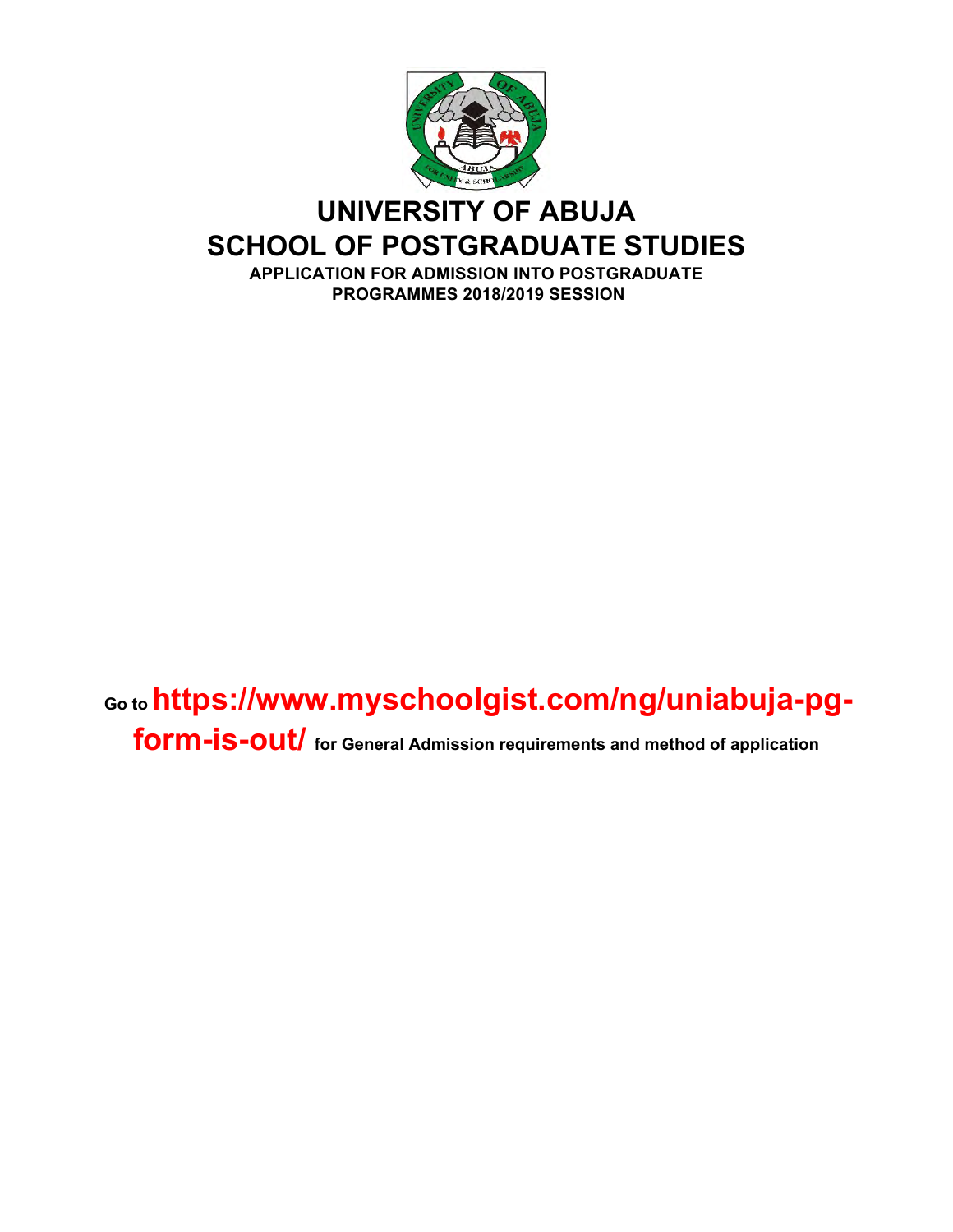# UNIVERSITY OF ABUJA

# SCHOOL OF POSTGRADUATE STUDIES

**APPLICATION FOR ADMISSION INTO POSTGRADUATE PROGRAMMES 2018/2019 SESSION**

**Go to https://www.myschoolgist.com/ng/uniabuja-pg-form-is-out/ for General Admission requirements and method of application**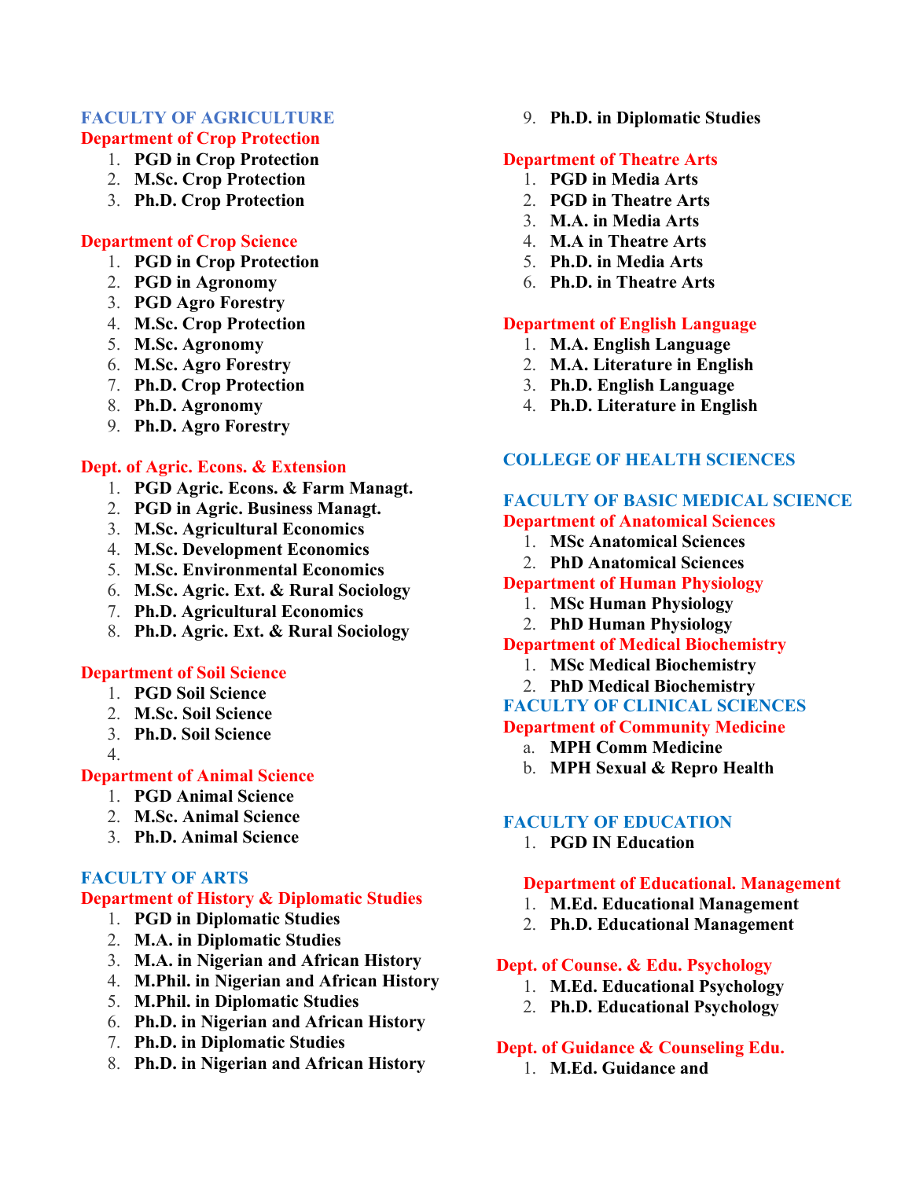## FACULTY OF AGRICULTURE

### Department of Crop Protection

1. **PGD in Crop Protection**
2. **M.Sc. Crop Protection**
3. **Ph.D. Crop Protection**

### Department of Crop Science

1. **PGD in Crop Protection**
2. **PGD in Agronomy**
3. **PGD Agro Forestry**
4. **M.Sc. Crop Protection**
5. **M.Sc. Agronomy**
6. **M.Sc. Agro Forestry**
7. **Ph.D. Crop Protection**
8. **Ph.D. Agronomy**
9. **Ph.D. Agro Forestry**

### Dept. of Agric. Econs. & Extension

1. **PGD Agric. Econs. & Farm Managt.**
2. **PGD in Agric. Business Managt.**
3. **M.Sc. Agricultural Economics**
4. **M.Sc. Development Economics**
5. **M.Sc. Environmental Economics**
6. **M.Sc. Agric. Ext. & Rural Sociology**
7. **Ph.D. Agricultural Economics**
8. **Ph.D. Agric. Ext. & Rural Sociology**

### Department of Soil Science

1. **PGD Soil Science**
2. **M.Sc. Soil Science**
3. **Ph.D. Soil Science**
4. 

### Department of Animal Science

1. **PGD Animal Science**
2. **M.Sc. Animal Science**
3. **Ph.D. Animal Science**

## FACULTY OF ARTS

### Department of History & Diplomatic Studies

1. **PGD in Diplomatic Studies**
2. **M.A. in Diplomatic Studies**
3. **M.A. in Nigerian and African History**
4. **M.Phil. in Nigerian and African History**
5. **M.Phil. in Diplomatic Studies**
6. **Ph.D. in Nigerian and African History**
7. **Ph.D. in Diplomatic Studies**
8. **Ph.D. in Nigerian and African History**
9. **Ph.D. in Diplomatic Studies**

### Department of Theatre Arts

1. **PGD in Media Arts**
2. **PGD in Theatre Arts**
3. **M.A. in Media Arts**
4. **M.A in Theatre Arts**
5. **Ph.D. in Media Arts**
6. **Ph.D. in Theatre Arts**

### Department of English Language

1. **M.A. English Language**
2. **M.A. Literature in English**
3. **Ph.D. English Language**
4. **Ph.D. Literature in English**

## COLLEGE OF HEALTH SCIENCES

## FACULTY OF BASIC MEDICAL SCIENCE

### Department of Anatomical Sciences

1. **MSc Anatomical Sciences**
2. **PhD Anatomical Sciences**

### Department of Human Physiology

1. **MSc Human Physiology**
2. **PhD Human Physiology**

### Department of Medical Biochemistry

1. **MSc Medical Biochemistry**
2. **PhD Medical Biochemistry**

## FACULTY OF CLINICAL SCIENCES

### Department of Community Medicine

a. **MPH Comm Medicine**
b. **MPH Sexual & Repro Health**

## FACULTY OF EDUCATION

1. **PGD IN Education**

### Department of Educational. Management

1. **M.Ed. Educational Management**
2. **Ph.D. Educational Management**

### Dept. of Counse. & Edu. Psychology

1. **M.Ed. Educational Psychology**
2. **Ph.D. Educational Psychology**

### Dept. of Guidance & Counseling Edu.

1. **M.Ed. Guidance and**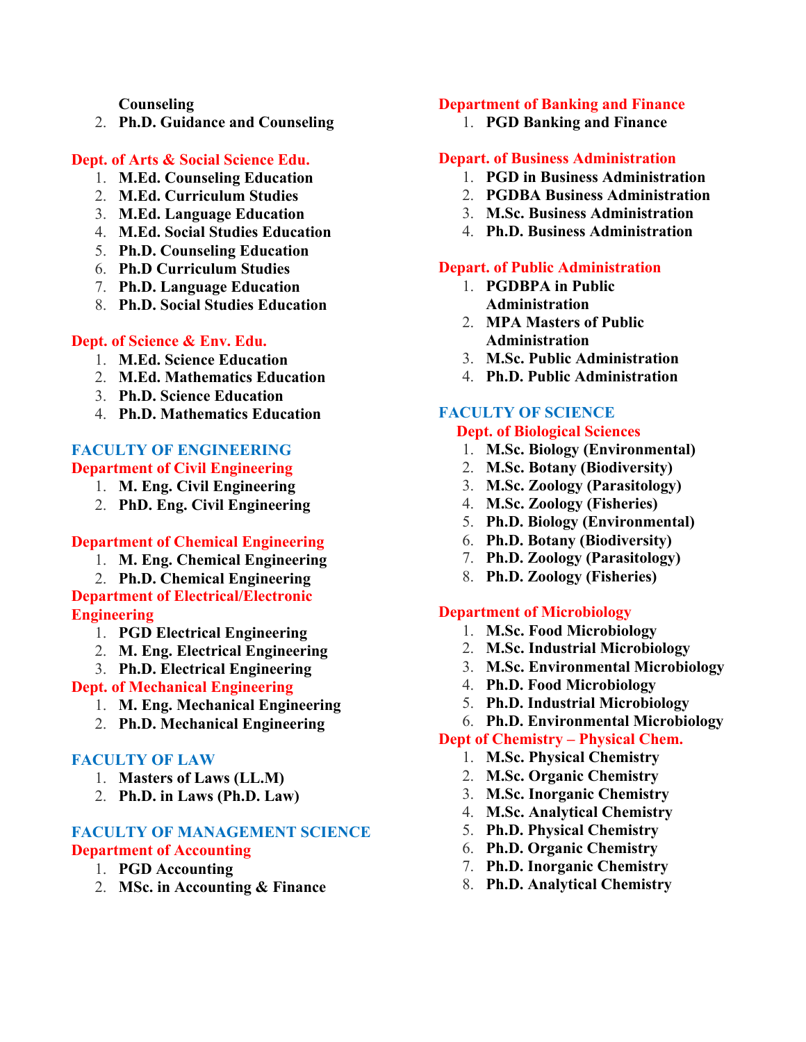Counseling

2. Ph.D. Guidance and Counseling

### Dept. of Arts & Social Science Edu.

1. M.Ed. Counseling Education
2. M.Ed. Curriculum Studies
3. M.Ed. Language Education
4. M.Ed. Social Studies Education
5. Ph.D. Counseling Education
6. Ph.D Curriculum Studies
7. Ph.D. Language Education
8. Ph.D. Social Studies Education

### Dept. of Science & Env. Edu.

1. M.Ed. Science Education
2. M.Ed. Mathematics Education
3. Ph.D. Science Education
4. Ph.D. Mathematics Education

## FACULTY OF ENGINEERING

### Department of Civil Engineering

1. M. Eng. Civil Engineering
2. PhD. Eng. Civil Engineering

### Department of Chemical Engineering

1. M. Eng. Chemical Engineering
2. Ph.D. Chemical Engineering

### Department of Electrical/Electronic Engineering

1. PGD Electrical Engineering
2. M. Eng. Electrical Engineering
3. Ph.D. Electrical Engineering

### Dept. of Mechanical Engineering

1. M. Eng. Mechanical Engineering
2. Ph.D. Mechanical Engineering

## FACULTY OF LAW

1. Masters of Laws (LL.M)
2. Ph.D. in Laws (Ph.D. Law)

## FACULTY OF MANAGEMENT SCIENCE

### Department of Accounting

1. PGD Accounting
2. MSc. in Accounting & Finance

### Department of Banking and Finance

1. PGD Banking and Finance

### Depart. of Business Administration

1. PGD in Business Administration
2. PGDBA Business Administration
3. M.Sc. Business Administration
4. Ph.D. Business Administration

### Depart. of Public Administration

1. PGDBPA in Public Administration
2. MPA Masters of Public Administration
3. M.Sc. Public Administration
4. Ph.D. Public Administration

## FACULTY OF SCIENCE

### Dept. of Biological Sciences

1. M.Sc. Biology (Environmental)
2. M.Sc. Botany (Biodiversity)
3. M.Sc. Zoology (Parasitology)
4. M.Sc. Zoology (Fisheries)
5. Ph.D. Biology (Environmental)
6. Ph.D. Botany (Biodiversity)
7. Ph.D. Zoology (Parasitology)
8. Ph.D. Zoology (Fisheries)

### Department of Microbiology

1. M.Sc. Food Microbiology
2. M.Sc. Industrial Microbiology
3. M.Sc. Environmental Microbiology
4. Ph.D. Food Microbiology
5. Ph.D. Industrial Microbiology
6. Ph.D. Environmental Microbiology

### Dept of Chemistry – Physical Chem.

1. M.Sc. Physical Chemistry
2. M.Sc. Organic Chemistry
3. M.Sc. Inorganic Chemistry
4. M.Sc. Analytical Chemistry
5. Ph.D. Physical Chemistry
6. Ph.D. Organic Chemistry
7. Ph.D. Inorganic Chemistry
8. Ph.D. Analytical Chemistry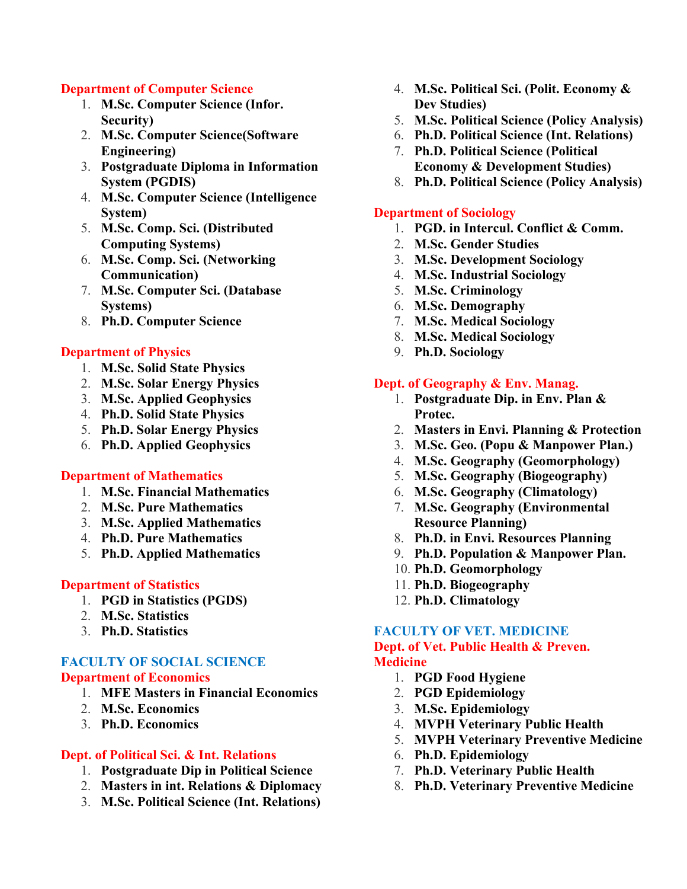### Department of Computer Science

1. **M.Sc. Computer Science (Infor. Security)**
2. **M.Sc. Computer Science(Software Engineering)**
3. **Postgraduate Diploma in Information System (PGDIS)**
4. **M.Sc. Computer Science (Intelligence System)**
5. **M.Sc. Comp. Sci. (Distributed Computing Systems)**
6. **M.Sc. Comp. Sci. (Networking Communication)**
7. **M.Sc. Computer Sci. (Database Systems)**
8. **Ph.D. Computer Science**

### Department of Physics

1. **M.Sc. Solid State Physics**
2. **M.Sc. Solar Energy Physics**
3. **M.Sc. Applied Geophysics**
4. **Ph.D. Solid State Physics**
5. **Ph.D. Solar Energy Physics**
6. **Ph.D. Applied Geophysics**

### Department of Mathematics

1. **M.Sc. Financial Mathematics**
2. **M.Sc. Pure Mathematics**
3. **M.Sc. Applied Mathematics**
4. **Ph.D. Pure Mathematics**
5. **Ph.D. Applied Mathematics**

### Department of Statistics

1. **PGD in Statistics (PGDS)**
2. **M.Sc. Statistics**
3. **Ph.D. Statistics**

## FACULTY OF SOCIAL SCIENCE

### Department of Economics

1. **MFE Masters in Financial Economics**
2. **M.Sc. Economics**
3. **Ph.D. Economics**

### Dept. of Political Sci. & Int. Relations

1. **Postgraduate Dip in Political Science**
2. **Masters in int. Relations & Diplomacy**
3. **M.Sc. Political Science (Int. Relations)**
4. **M.Sc. Political Sci. (Polit. Economy & Dev Studies)**
5. **M.Sc. Political Science (Policy Analysis)**
6. **Ph.D. Political Science (Int. Relations)**
7. **Ph.D. Political Science (Political Economy & Development Studies)**
8. **Ph.D. Political Science (Policy Analysis)**

### Department of Sociology

1. **PGD. in Intercul. Conflict & Comm.**
2. **M.Sc. Gender Studies**
3. **M.Sc. Development Sociology**
4. **M.Sc. Industrial Sociology**
5. **M.Sc. Criminology**
6. **M.Sc. Demography**
7. **M.Sc. Medical Sociology**
8. **M.Sc. Medical Sociology**
9. **Ph.D. Sociology**

### Dept. of Geography & Env. Manag.

1. **Postgraduate Dip. in Env. Plan & Protec.**
2. **Masters in Envi. Planning & Protection**
3. **M.Sc. Geo. (Popu & Manpower Plan.)**
4. **M.Sc. Geography (Geomorphology)**
5. **M.Sc. Geography (Biogeography)**
6. **M.Sc. Geography (Climatology)**
7. **M.Sc. Geography (Environmental Resource Planning)**
8. **Ph.D. in Envi. Resources Planning**
9. **Ph.D. Population & Manpower Plan.**
10. **Ph.D. Geomorphology**
11. **Ph.D. Biogeography**
12. **Ph.D. Climatology**

## FACULTY OF VET. MEDICINE

### Dept. of Vet. Public Health & Preven. Medicine

1. **PGD Food Hygiene**
2. **PGD Epidemiology**
3. **M.Sc. Epidemiology**
4. **MVPH Veterinary Public Health**
5. **MVPH Veterinary Preventive Medicine**
6. **Ph.D. Epidemiology**
7. **Ph.D. Veterinary Public Health**
8. **Ph.D. Veterinary Preventive Medicine**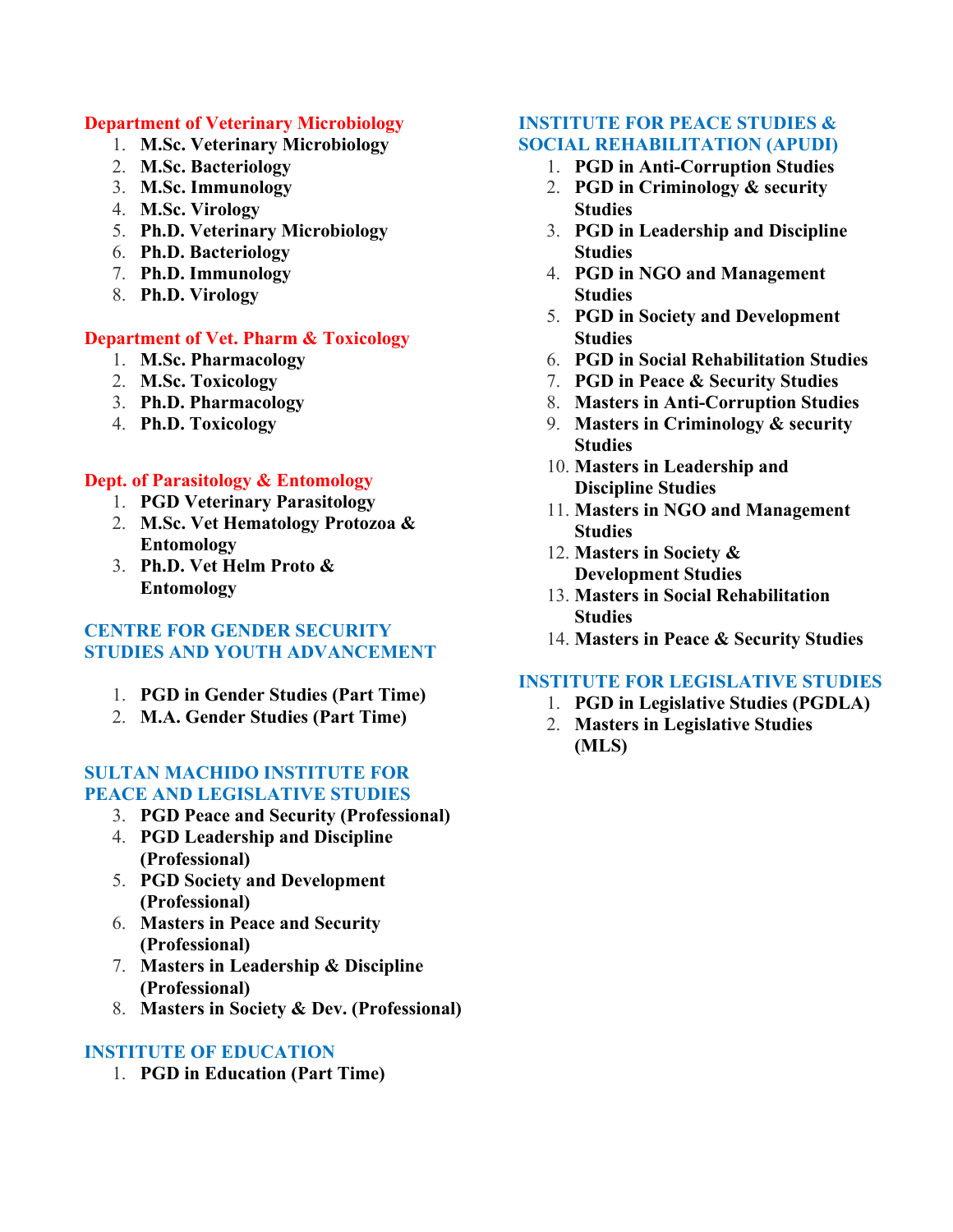## Department of Veterinary Microbiology

1. **M.Sc. Veterinary Microbiology**
2. **M.Sc. Bacteriology**
3. **M.Sc. Immunology**
4. **M.Sc. Virology**
5. **Ph.D. Veterinary Microbiology**
6. **Ph.D. Bacteriology**
7. **Ph.D. Immunology**
8. **Ph.D. Virology**

## Department of Vet. Pharm & Toxicology

1. **M.Sc. Pharmacology**
2. **M.Sc. Toxicology**
3. **Ph.D. Pharmacology**
4. **Ph.D. Toxicology**

## Dept. of Parasitology & Entomology

1. **PGD Veterinary Parasitology**
2. **M.Sc. Vet Hematology Protozoa & Entomology**
3. **Ph.D. Vet Helm Proto & Entomology**

## CENTRE FOR GENDER SECURITY STUDIES AND YOUTH ADVANCEMENT

1. **PGD in Gender Studies (Part Time)**
2. **M.A. Gender Studies (Part Time)**

## SULTAN MACHIDO INSTITUTE FOR PEACE AND LEGISLATIVE STUDIES

3. **PGD Peace and Security (Professional)**
4. **PGD Leadership and Discipline (Professional)**
5. **PGD Society and Development (Professional)**
6. **Masters in Peace and Security (Professional)**
7. **Masters in Leadership & Discipline (Professional)**
8. **Masters in Society & Dev. (Professional)**

## INSTITUTE OF EDUCATION

1. **PGD in Education (Part Time)**

## INSTITUTE FOR PEACE STUDIES & SOCIAL REHABILITATION (APUDI)

1. **PGD in Anti-Corruption Studies**
2. **PGD in Criminology & security Studies**
3. **PGD in Leadership and Discipline Studies**
4. **PGD in NGO and Management Studies**
5. **PGD in Society and Development Studies**
6. **PGD in Social Rehabilitation Studies**
7. **PGD in Peace & Security Studies**
8. **Masters in Anti-Corruption Studies**
9. **Masters in Criminology & security Studies**
10. **Masters in Leadership and Discipline Studies**
11. **Masters in NGO and Management Studies**
12. **Masters in Society & Development Studies**
13. **Masters in Social Rehabilitation Studies**
14. **Masters in Peace & Security Studies**

## INSTITUTE FOR LEGISLATIVE STUDIES

1. **PGD in Legislative Studies (PGDLA)**
2. **Masters in Legislative Studies (MLS)**